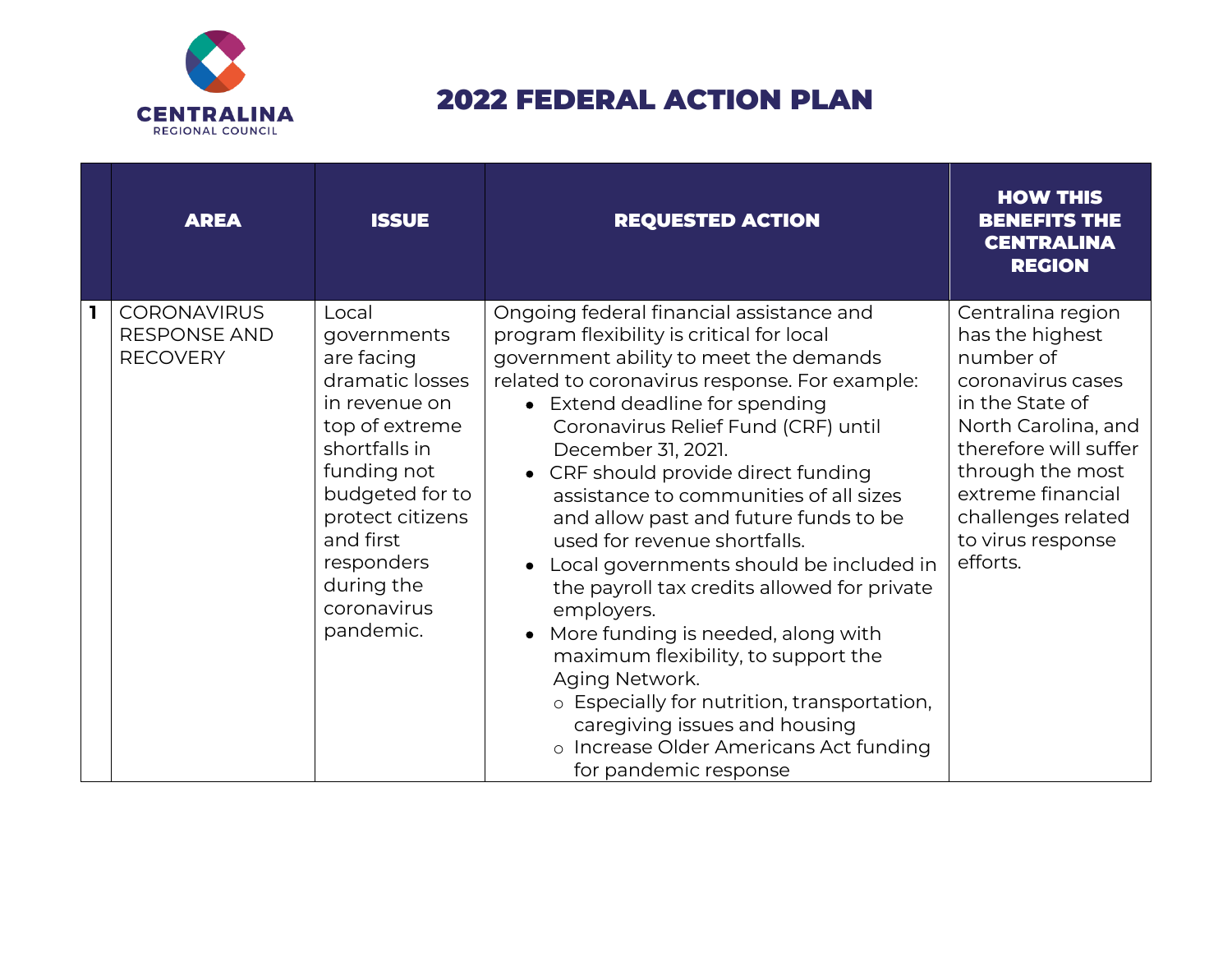CENTRALINA
REGIONAL COUNCIL

# 2022 FEDERAL ACTION PLAN

| | AREA | ISSUE | REQUESTED ACTION | HOW THIS BENEFITS THE CENTRALINA REGION |
|---|---|---|---|---|
| 1 | CORONAVIRUS RESPONSE AND RECOVERY | Local governments are facing dramatic losses in revenue on top of extreme shortfalls in funding not budgeted for to protect citizens and first responders during the coronavirus pandemic. | Ongoing federal financial assistance and program flexibility is critical for local government ability to meet the demands related to coronavirus response. For example:<br>• Extend deadline for spending Coronavirus Relief Fund (CRF) until December 31, 2021.<br>• CRF should provide direct funding assistance to communities of all sizes and allow past and future funds to be used for revenue shortfalls.<br>• Local governments should be included in the payroll tax credits allowed for private employers.<br>• More funding is needed, along with maximum flexibility, to support the Aging Network.<br>  ○ Especially for nutrition, transportation, caregiving issues and housing<br>  ○ Increase Older Americans Act funding for pandemic response | Centralina region has the highest number of coronavirus cases in the State of North Carolina, and therefore will suffer through the most extreme financial challenges related to virus response efforts. |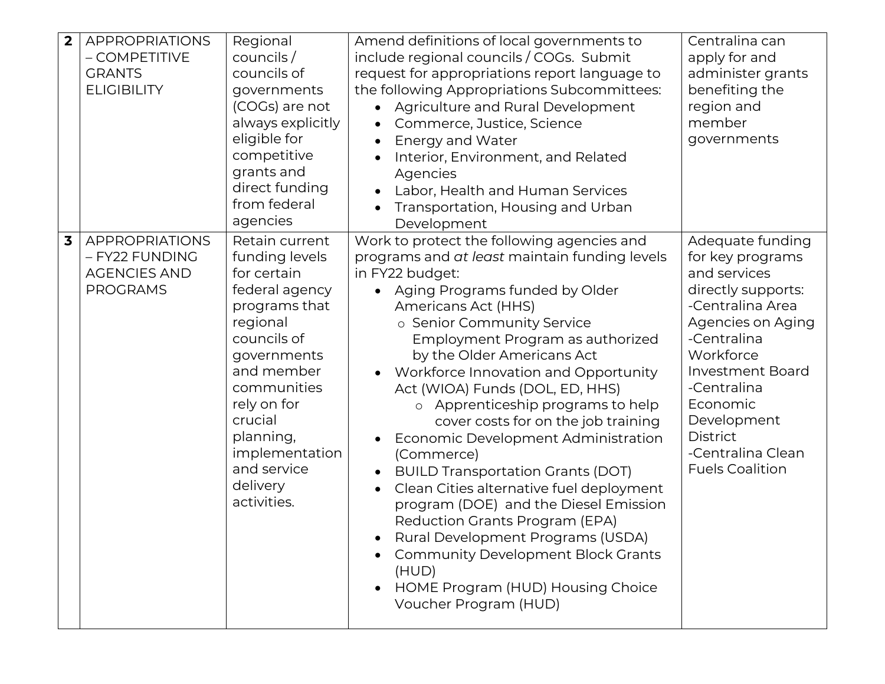| **2** | APPROPRIATIONS – COMPETITIVE GRANTS ELIGIBILITY | Regional councils / councils of governments (COGs) are not always explicitly eligible for competitive grants and direct funding from federal agencies | Amend definitions of local governments to include regional councils / COGs. Submit request for appropriations report language to the following Appropriations Subcommittees:<br>• Agriculture and Rural Development<br>• Commerce, Justice, Science<br>• Energy and Water<br>• Interior, Environment, and Related Agencies<br>• Labor, Health and Human Services<br>• Transportation, Housing and Urban Development | Centralina can apply for and administer grants benefiting the region and member governments |
|---|---|---|---|---|
| **3** | APPROPRIATIONS – FY22 FUNDING AGENCIES AND PROGRAMS | Retain current funding levels for certain federal agency programs that regional councils of governments and member communities rely on for crucial planning, implementation and service delivery activities. | Work to protect the following agencies and programs and *at least* maintain funding levels in FY22 budget:<br>• Aging Programs funded by Older Americans Act (HHS)<br>&nbsp;&nbsp;&nbsp;&nbsp;○ Senior Community Service Employment Program as authorized by the Older Americans Act<br>• Workforce Innovation and Opportunity Act (WIOA) Funds (DOL, ED, HHS)<br>&nbsp;&nbsp;&nbsp;&nbsp;○ Apprenticeship programs to help cover costs for on the job training<br>• Economic Development Administration (Commerce)<br>• BUILD Transportation Grants (DOT)<br>• Clean Cities alternative fuel deployment program (DOE) and the Diesel Emission Reduction Grants Program (EPA)<br>• Rural Development Programs (USDA)<br>• Community Development Block Grants (HUD)<br>• HOME Program (HUD) Housing Choice Voucher Program (HUD) | Adequate funding for key programs and services directly supports:<br>-Centralina Area Agencies on Aging<br>-Centralina Workforce Investment Board<br>-Centralina Economic Development District<br>-Centralina Clean Fuels Coalition |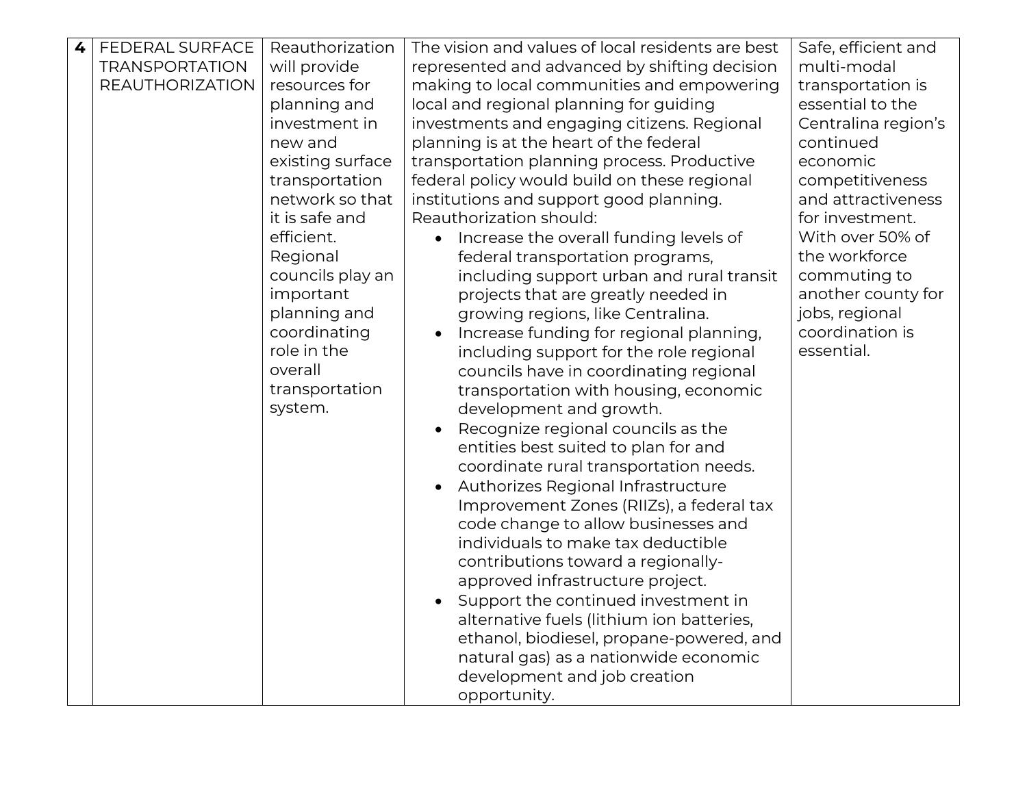| **4** | FEDERAL SURFACE TRANSPORTATION REAUTHORIZATION | Reauthorization will provide resources for planning and investment in new and existing surface transportation network so that it is safe and efficient. Regional councils play an important planning and coordinating role in the overall transportation system. | The vision and values of local residents are best represented and advanced by shifting decision making to local communities and empowering local and regional planning for guiding investments and engaging citizens. Regional planning is at the heart of the federal transportation planning process. Productive federal policy would build on these regional institutions and support good planning. Reauthorization should:<br>• Increase the overall funding levels of federal transportation programs, including support urban and rural transit projects that are greatly needed in growing regions, like Centralina.<br>• Increase funding for regional planning, including support for the role regional councils have in coordinating regional transportation with housing, economic development and growth.<br>• Recognize regional councils as the entities best suited to plan for and coordinate rural transportation needs.<br>• Authorizes Regional Infrastructure Improvement Zones (RIIZs), a federal tax code change to allow businesses and individuals to make tax deductible contributions toward a regionally-approved infrastructure project.<br>• Support the continued investment in alternative fuels (lithium ion batteries, ethanol, biodiesel, propane-powered, and natural gas) as a nationwide economic development and job creation opportunity. | Safe, efficient and multi-modal transportation is essential to the Centralina region's continued economic competitiveness and attractiveness for investment. With over 50% of the workforce commuting to another county for jobs, regional coordination is essential. |
|---|---|---|---|---|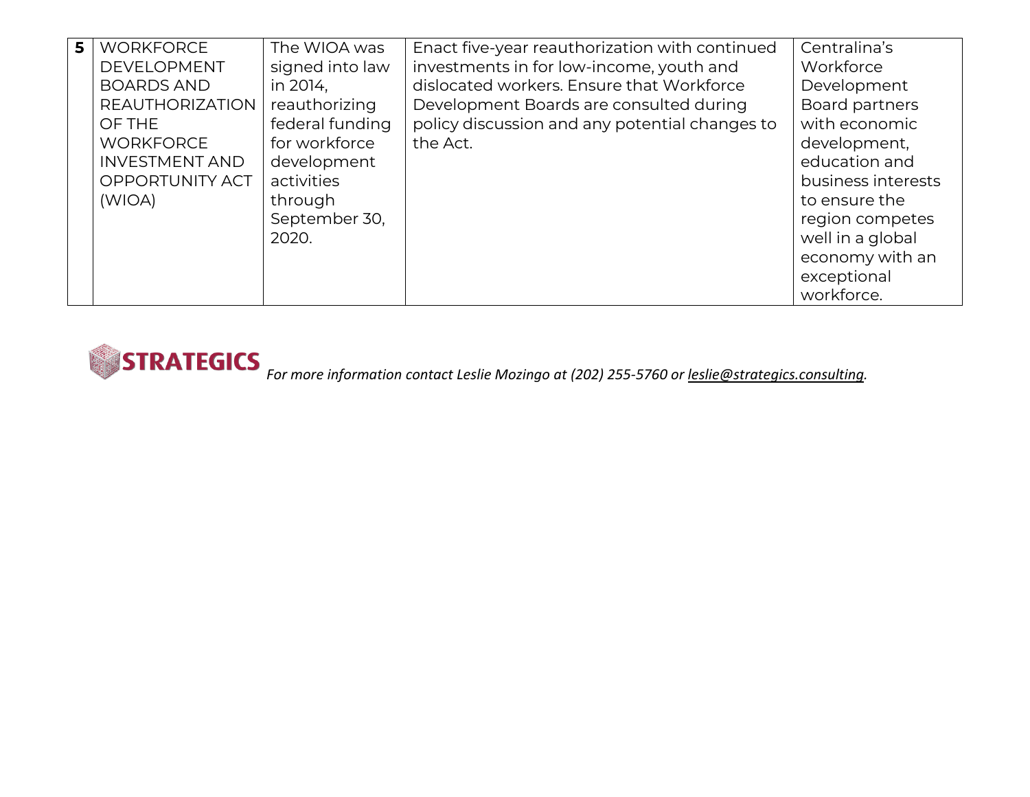| | | | | |
|---|---|---|---|---|
| **5** | WORKFORCE DEVELOPMENT BOARDS AND REAUTHORIZATION OF THE WORKFORCE INVESTMENT AND OPPORTUNITY ACT (WIOA) | The WIOA was signed into law in 2014, reauthorizing federal funding for workforce development activities through September 30, 2020. | Enact five-year reauthorization with continued investments in for low-income, youth and dislocated workers. Ensure that Workforce Development Boards are consulted during policy discussion and any potential changes to the Act. | Centralina's Workforce Development Board partners with economic development, education and business interests to ensure the region competes well in a global economy with an exceptional workforce. |

STRATEGICS *For more information contact Leslie Mozingo at (202) 255-5760 or leslie@strategics.consulting.*